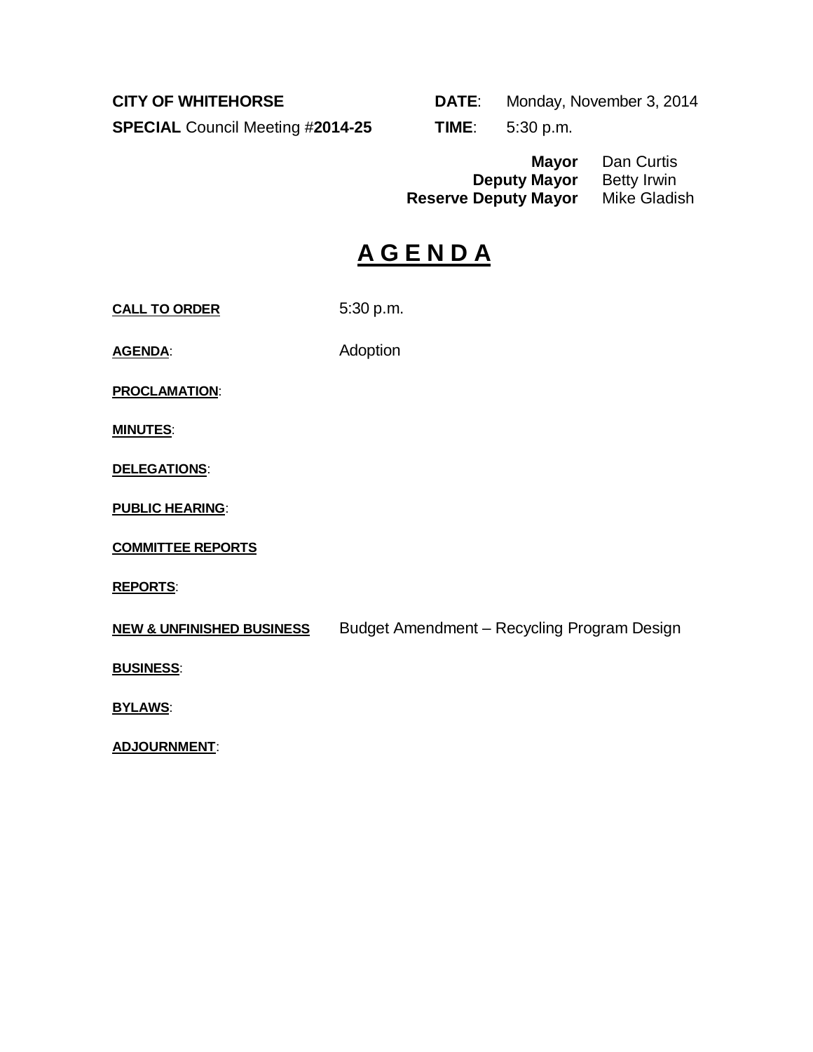**CITY OF WHITEHORSE**

**SPECIAL** Council Meeting #**2014-25**

**DATE**: Monday, November 3, 2014

**TIME**: 5:30 p.m.

**Mayor** Dan Curtis
**Deputy Mayor** Betty Irwin
**Reserve Deputy Mayor** Mike Gladish

# A G E N D A

**CALL TO ORDER** 5:30 p.m.

**AGENDA**: Adoption

**PROCLAMATION**:

**MINUTES**:

**DELEGATIONS**:

**PUBLIC HEARING**:

**COMMITTEE REPORTS**

**REPORTS**:

**NEW & UNFINISHED BUSINESS** Budget Amendment – Recycling Program Design

**BUSINESS**:

**BYLAWS**:

**ADJOURNMENT**: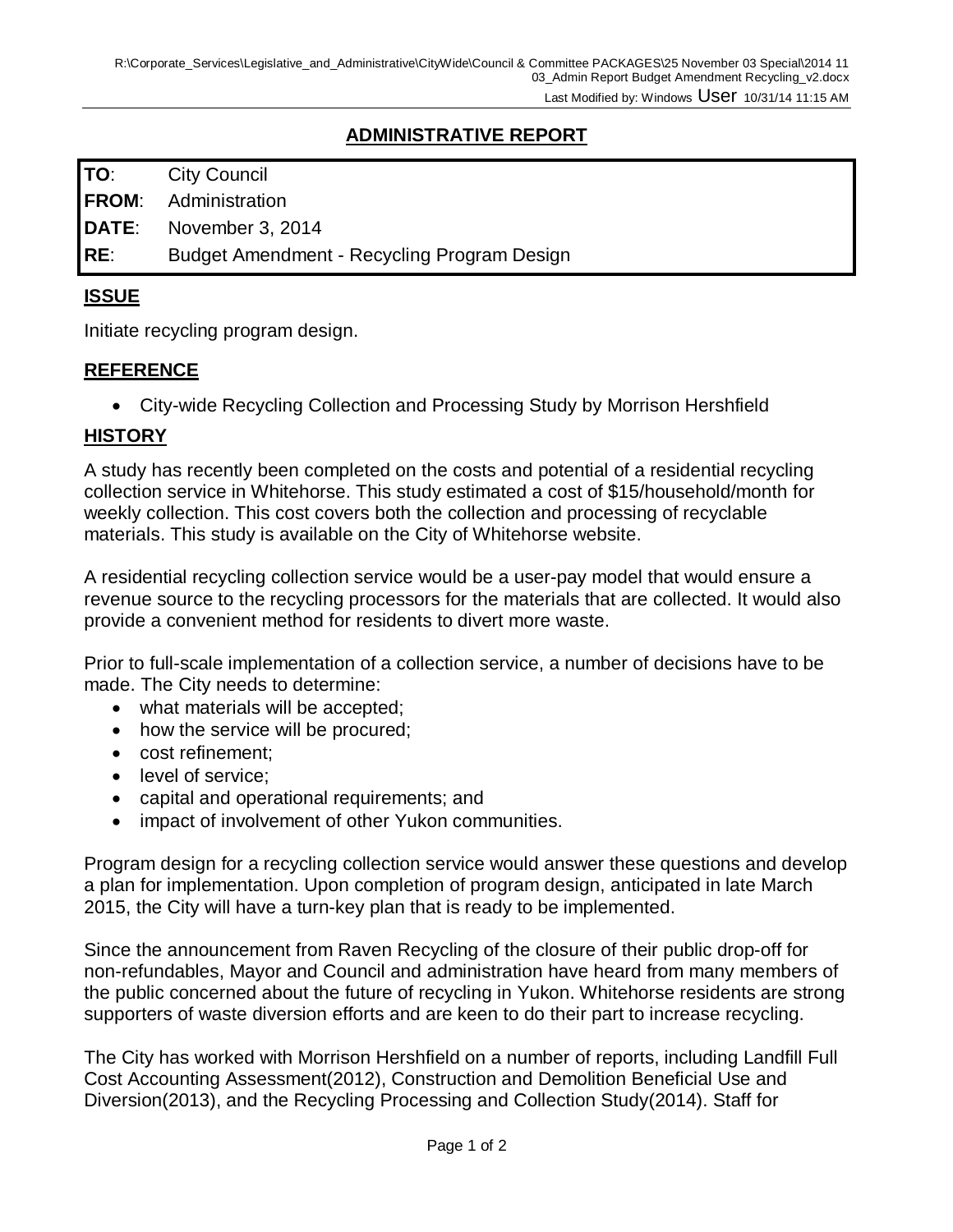## ADMINISTRATIVE REPORT

| | |
|---|---|
| **TO**: | City Council |
| **FROM**: | Administration |
| **DATE**: | November 3, 2014 |
| **RE**: | Budget Amendment - Recycling Program Design |

## ISSUE

Initiate recycling program design.

## REFERENCE

- City-wide Recycling Collection and Processing Study by Morrison Hershfield

## HISTORY

A study has recently been completed on the costs and potential of a residential recycling collection service in Whitehorse. This study estimated a cost of $15/household/month for weekly collection. This cost covers both the collection and processing of recyclable materials. This study is available on the City of Whitehorse website.

A residential recycling collection service would be a user-pay model that would ensure a revenue source to the recycling processors for the materials that are collected. It would also provide a convenient method for residents to divert more waste.

Prior to full-scale implementation of a collection service, a number of decisions have to be made. The City needs to determine:

- what materials will be accepted;
- how the service will be procured;
- cost refinement;
- level of service;
- capital and operational requirements; and
- impact of involvement of other Yukon communities.

Program design for a recycling collection service would answer these questions and develop a plan for implementation. Upon completion of program design, anticipated in late March 2015, the City will have a turn-key plan that is ready to be implemented.

Since the announcement from Raven Recycling of the closure of their public drop-off for non-refundables, Mayor and Council and administration have heard from many members of the public concerned about the future of recycling in Yukon. Whitehorse residents are strong supporters of waste diversion efforts and are keen to do their part to increase recycling.

The City has worked with Morrison Hershfield on a number of reports, including Landfill Full Cost Accounting Assessment(2012), Construction and Demolition Beneficial Use and Diversion(2013), and the Recycling Processing and Collection Study(2014). Staff for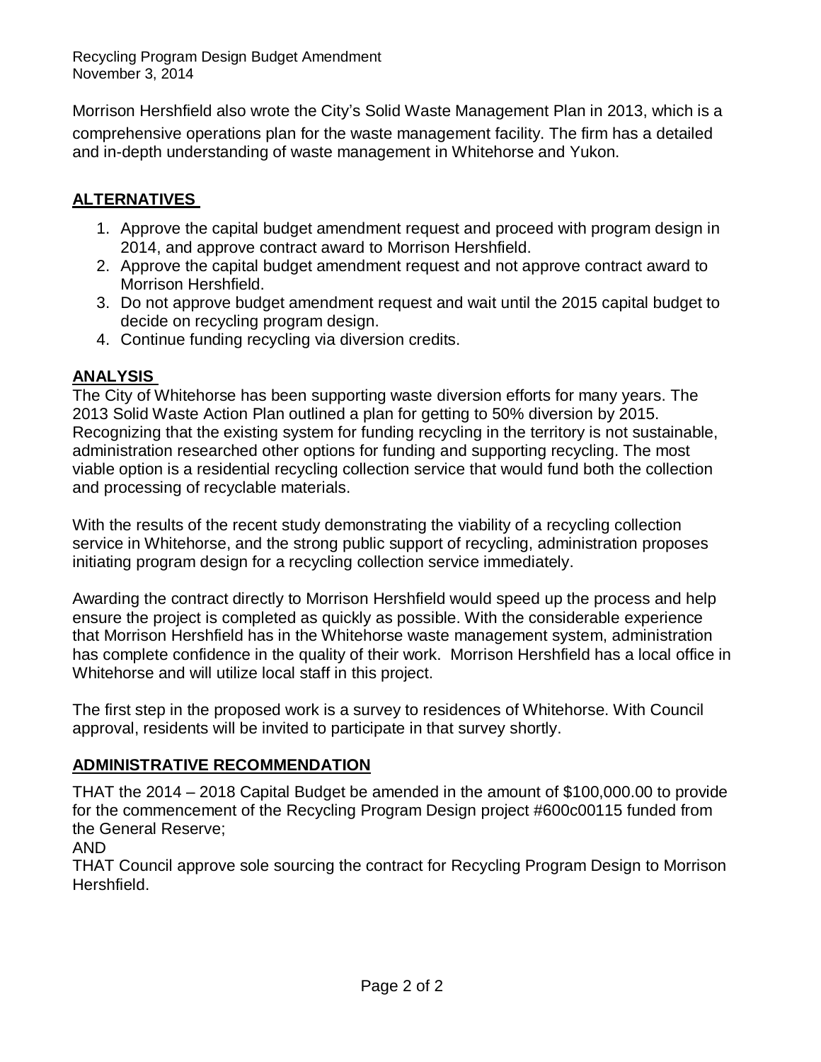Morrison Hershfield also wrote the City's Solid Waste Management Plan in 2013, which is a comprehensive operations plan for the waste management facility. The firm has a detailed and in-depth understanding of waste management in Whitehorse and Yukon.

## ALTERNATIVES

1. Approve the capital budget amendment request and proceed with program design in 2014, and approve contract award to Morrison Hershfield.
2. Approve the capital budget amendment request and not approve contract award to Morrison Hershfield.
3. Do not approve budget amendment request and wait until the 2015 capital budget to decide on recycling program design.
4. Continue funding recycling via diversion credits.

## ANALYSIS

The City of Whitehorse has been supporting waste diversion efforts for many years. The 2013 Solid Waste Action Plan outlined a plan for getting to 50% diversion by 2015. Recognizing that the existing system for funding recycling in the territory is not sustainable, administration researched other options for funding and supporting recycling. The most viable option is a residential recycling collection service that would fund both the collection and processing of recyclable materials.

With the results of the recent study demonstrating the viability of a recycling collection service in Whitehorse, and the strong public support of recycling, administration proposes initiating program design for a recycling collection service immediately.

Awarding the contract directly to Morrison Hershfield would speed up the process and help ensure the project is completed as quickly as possible. With the considerable experience that Morrison Hershfield has in the Whitehorse waste management system, administration has complete confidence in the quality of their work. Morrison Hershfield has a local office in Whitehorse and will utilize local staff in this project.

The first step in the proposed work is a survey to residences of Whitehorse. With Council approval, residents will be invited to participate in that survey shortly.

## ADMINISTRATIVE RECOMMENDATION

THAT the 2014 – 2018 Capital Budget be amended in the amount of $100,000.00 to provide for the commencement of the Recycling Program Design project #600c00115 funded from the General Reserve;

AND

THAT Council approve sole sourcing the contract for Recycling Program Design to Morrison Hershfield.